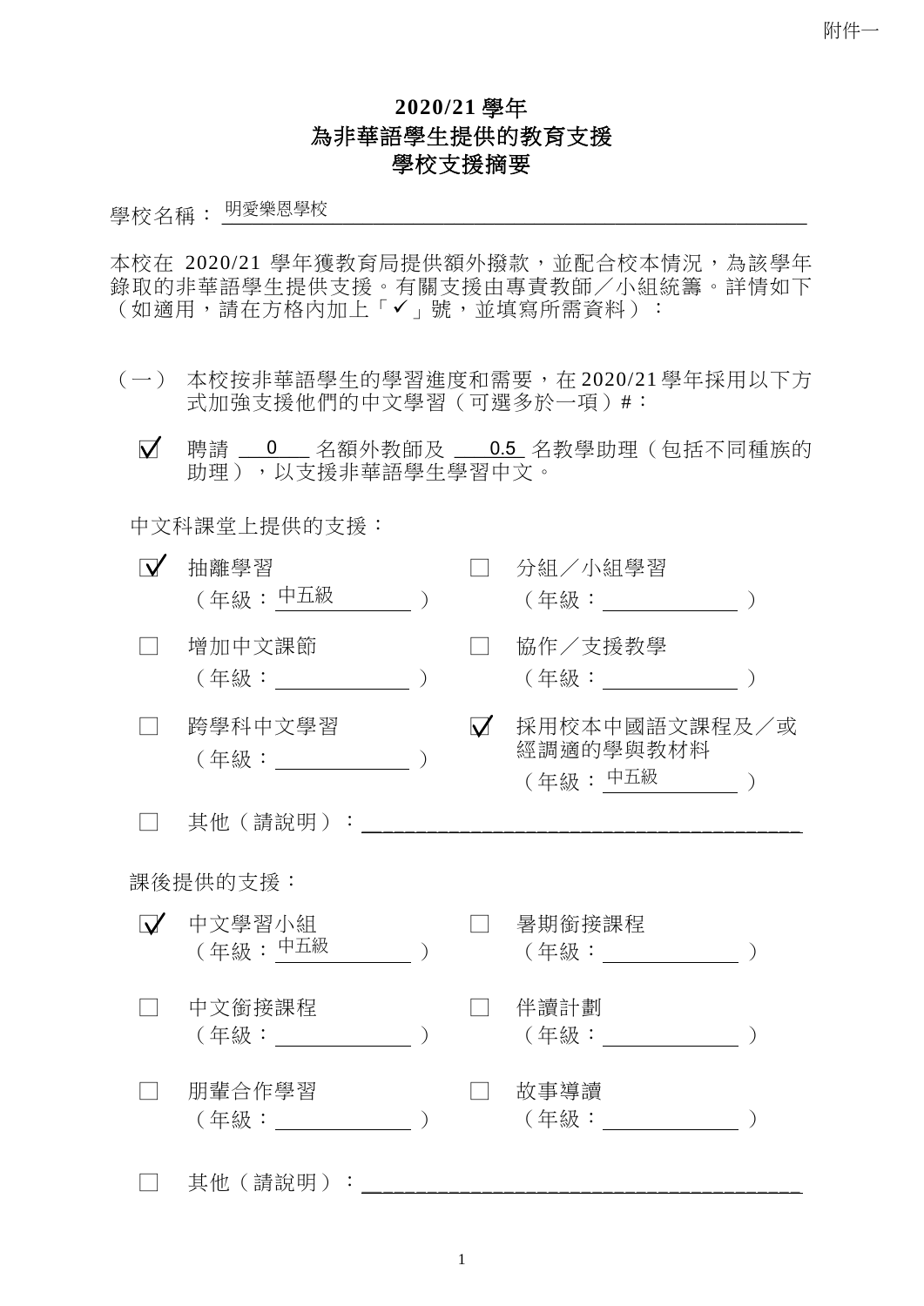附件一

# 2020/21 學年
# 為非華語學生提供的教育支援
# 學校支援摘要

學校名稱：明愛樂恩學校

本校在 2020/21 學年獲教育局提供額外撥款，並配合校本情況，為該學年錄取的非華語學生提供支援。有關支援由專責教師／小組統籌。詳情如下（如適用，請在方格內加上「✓」號，並填寫所需資料）：

（一） 本校按非華語學生的學習進度和需要，在 2020/21 學年採用以下方式加強支援他們的中文學習（可選多於一項）#：

☑ 聘請 0 名額外教師及 0.5 名教學助理（包括不同種族的助理），以支援非華語學生學習中文。

中文科課堂上提供的支援：

☑ 抽離學習（年級：中五級）

☐ 分組／小組學習（年級：______）

☐ 增加中文課節（年級：______）

☐ 協作／支援教學（年級：______）

☐ 跨學科中文學習（年級：______）

☑ 採用校本中國語文課程及／或經調適的學與教材料（年級：中五級）

☐ 其他（請說明）：______

課後提供的支援：

☑ 中文學習小組（年級：中五級）

☐ 暑期銜接課程（年級：______）

☐ 中文銜接課程（年級：______）

☐ 伴讀計劃（年級：______）

☐ 朋輩合作學習（年級：______）

☐ 故事導讀（年級：______）

☐ 其他（請說明）：______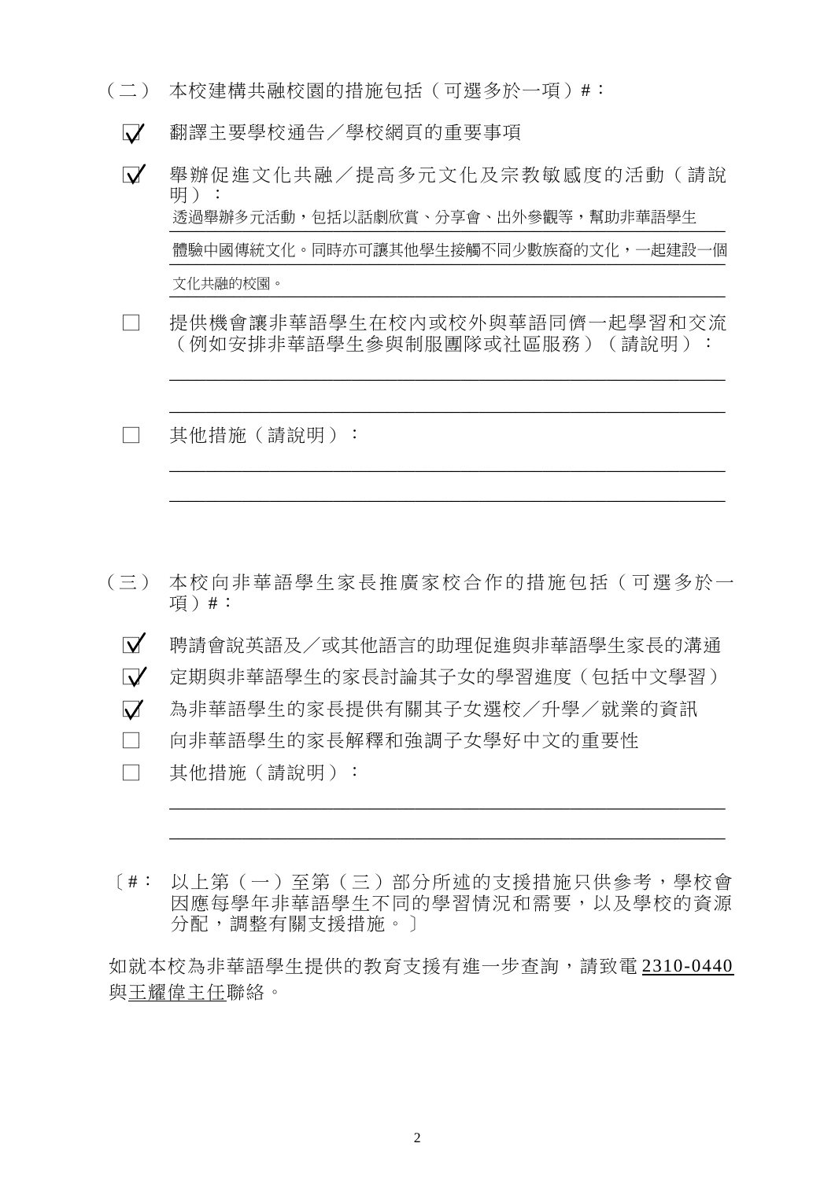（二） 本校建構共融校園的措施包括（可選多於一項）#：

- ☑ 翻譯主要學校通告／學校網頁的重要事項
- ☑ 舉辦促進文化共融／提高多元文化及宗教敏感度的活動（請說明）：
  透過舉辦多元活動，包括以話劇欣賞、分享會、出外參觀等，幫助非華語學生體驗中國傳統文化。同時亦可讓其他學生接觸不同少數族裔的文化，一起建設一個文化共融的校園。
- ☐ 提供機會讓非華語學生在校內或校外與華語同儕一起學習和交流（例如安排非華語學生參與制服團隊或社區服務）（請說明）：
  \_\_\_\_\_\_\_\_\_\_\_\_\_\_\_\_\_\_\_\_\_\_\_\_\_\_\_\_\_\_\_\_\_\_\_\_\_\_\_\_
- ☐ 其他措施（請說明）：
  \_\_\_\_\_\_\_\_\_\_\_\_\_\_\_\_\_\_\_\_\_\_\_\_\_\_\_\_\_\_\_\_\_\_\_\_\_\_\_\_

（三） 本校向非華語學生家長推廣家校合作的措施包括（可選多於一項）#：

- ☑ 聘請會說英語及／或其他語言的助理促進與非華語學生家長的溝通
- ☑ 定期與非華語學生的家長討論其子女的學習進度（包括中文學習）
- ☑ 為非華語學生的家長提供有關其子女選校／升學／就業的資訊
- ☐ 向非華語學生的家長解釋和強調子女學好中文的重要性
- ☐ 其他措施（請說明）：
  \_\_\_\_\_\_\_\_\_\_\_\_\_\_\_\_\_\_\_\_\_\_\_\_\_\_\_\_\_\_\_\_\_\_\_\_\_\_\_\_

〔#： 以上第（一）至第（三）部分所述的支援措施只供參考，學校會因應每學年非華語學生不同的學習情況和需要，以及學校的資源分配，調整有關支援措施。〕

如就本校為非華語學生提供的教育支援有進一步查詢，請致電 <u>2310-0440</u> 與<u>王耀偉主任</u>聯絡。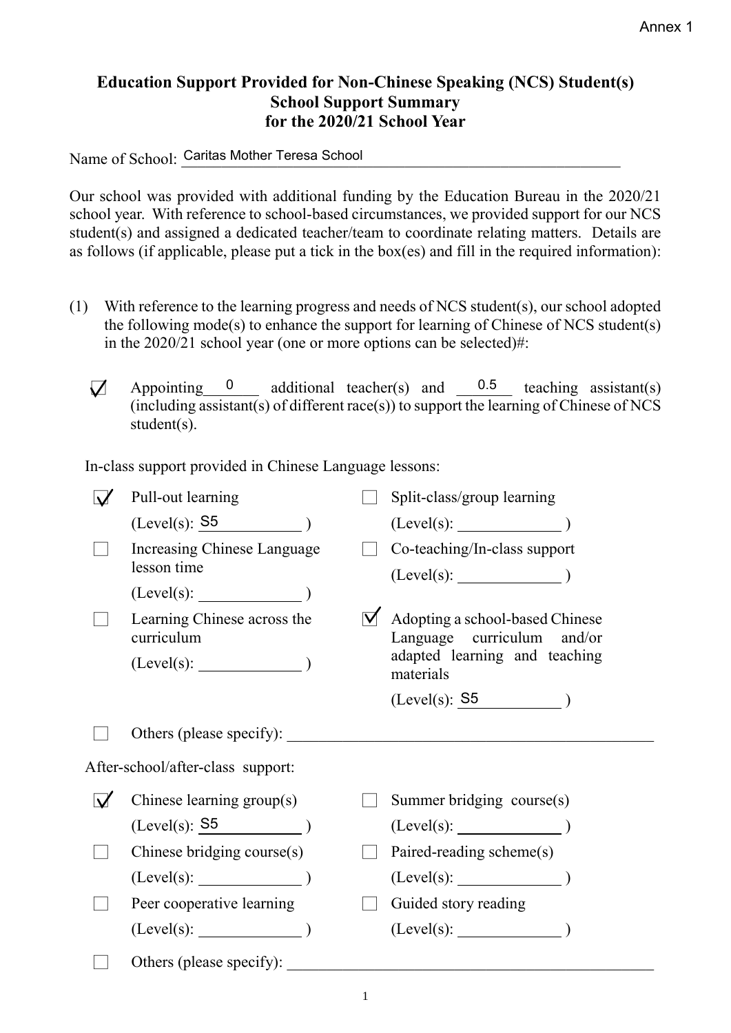Annex 1

**Education Support Provided for Non-Chinese Speaking (NCS) Student(s)**
**School Support Summary**
**for the 2020/21 School Year**

Name of School: Caritas Mother Teresa School

Our school was provided with additional funding by the Education Bureau in the 2020/21 school year. With reference to school-based circumstances, we provided support for our NCS student(s) and assigned a dedicated teacher/team to coordinate relating matters. Details are as follows (if applicable, please put a tick in the box(es) and fill in the required information):

(1) With reference to the learning progress and needs of NCS student(s), our school adopted the following mode(s) to enhance the support for learning of Chinese of NCS student(s) in the 2020/21 school year (one or more options can be selected)#:

☑ Appointing 0 additional teacher(s) and 0.5 teaching assistant(s) (including assistant(s) of different race(s)) to support the learning of Chinese of NCS student(s).

In-class support provided in Chinese Language lessons:

☑ Pull-out learning (Level(s): S5)

☐ Split-class/group learning (Level(s): \_\_\_\_\_\_\_\_ )

☐ Increasing Chinese Language lesson time (Level(s): \_\_\_\_\_\_\_\_ )

☐ Co-teaching/In-class support (Level(s): \_\_\_\_\_\_\_\_ )

☐ Learning Chinese across the curriculum (Level(s): \_\_\_\_\_\_\_\_ )

☑ Adopting a school-based Chinese Language curriculum and/or adapted learning and teaching materials (Level(s): S5)

☐ Others (please specify): \_\_\_\_\_\_\_\_

After-school/after-class support:

☑ Chinese learning group(s) (Level(s): S5)

☐ Summer bridging course(s) (Level(s): \_\_\_\_\_\_\_\_ )

☐ Chinese bridging course(s) (Level(s): \_\_\_\_\_\_\_\_ )

☐ Paired-reading scheme(s) (Level(s): \_\_\_\_\_\_\_\_ )

☐ Peer cooperative learning (Level(s): \_\_\_\_\_\_\_\_ )

☐ Guided story reading (Level(s): \_\_\_\_\_\_\_\_ )

☐ Others (please specify): \_\_\_\_\_\_\_\_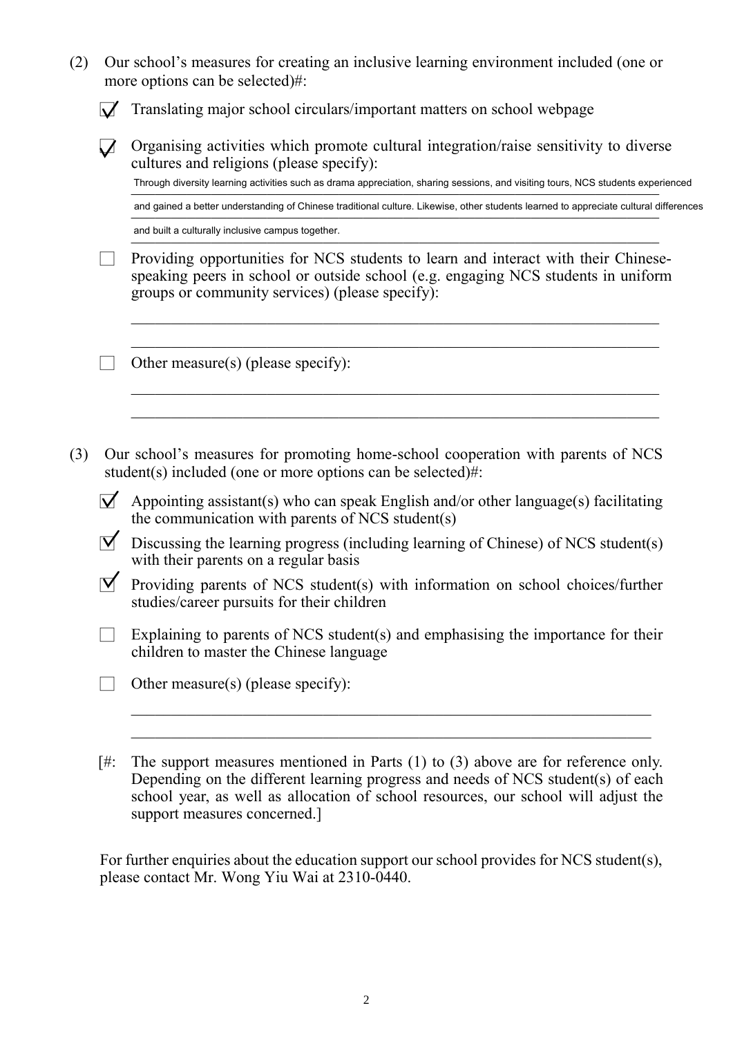(2) Our school's measures for creating an inclusive learning environment included (one or more options can be selected)#:

- [x] Translating major school circulars/important matters on school webpage
- [x] Organising activities which promote cultural integration/raise sensitivity to diverse cultures and religions (please specify):

  Through diversity learning activities such as drama appreciation, sharing sessions, and visiting tours, NCS students experienced and gained a better understanding of Chinese traditional culture. Likewise, other students learned to appreciate cultural differences and built a culturally inclusive campus together.

- [ ] Providing opportunities for NCS students to learn and interact with their Chinese-speaking peers in school or outside school (e.g. engaging NCS students in uniform groups or community services) (please specify):

  ______________________________________________________________________

  ______________________________________________________________________

- [ ] Other measure(s) (please specify):

  ______________________________________________________________________

  ______________________________________________________________________

(3) Our school's measures for promoting home-school cooperation with parents of NCS student(s) included (one or more options can be selected)#:

- [x] Appointing assistant(s) who can speak English and/or other language(s) facilitating the communication with parents of NCS student(s)
- [x] Discussing the learning progress (including learning of Chinese) of NCS student(s) with their parents on a regular basis
- [x] Providing parents of NCS student(s) with information on school choices/further studies/career pursuits for their children
- [ ] Explaining to parents of NCS student(s) and emphasising the importance for their children to master the Chinese language
- [ ] Other measure(s) (please specify):

  ______________________________________________________________________

  ______________________________________________________________________

[#: The support measures mentioned in Parts (1) to (3) above are for reference only. Depending on the different learning progress and needs of NCS student(s) of each school year, as well as allocation of school resources, our school will adjust the support measures concerned.]

For further enquiries about the education support our school provides for NCS student(s), please contact Mr. Wong Yiu Wai at 2310-0440.